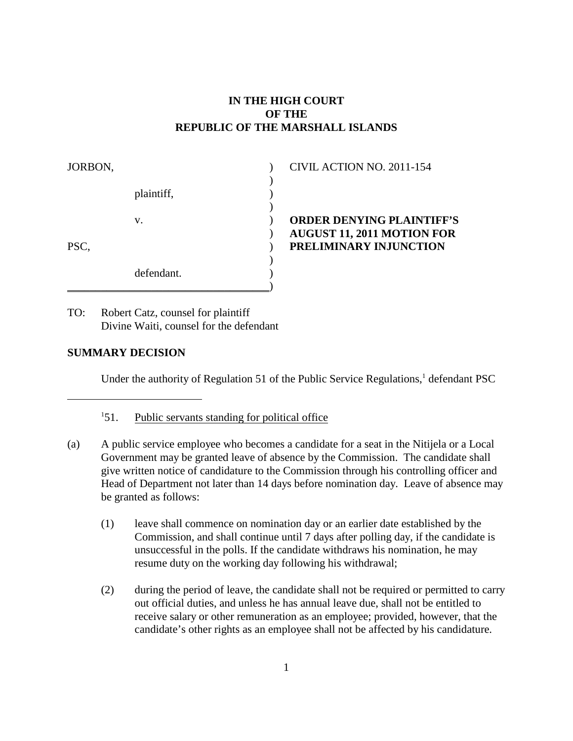**IN THE HIGH COURT**
**OF THE**
**REPUBLIC OF THE MARSHALL ISLANDS**

| | |
|---|---|
| JORBON,<br><br>plaintiff,<br><br>v.<br><br>PSC,<br><br>defendant. | CIVIL ACTION NO. 2011-154<br><br>**ORDER DENYING PLAINTIFF'S AUGUST 11, 2011 MOTION FOR PRELIMINARY INJUNCTION** |

TO: Robert Catz, counsel for plaintiff
Divine Waiti, counsel for the defendant

**SUMMARY DECISION**

Under the authority of Regulation 51 of the Public Service Regulations,[1] defendant PSC

---

[1]51. Public servants standing for political office

(a) A public service employee who becomes a candidate for a seat in the Nitijela or a Local Government may be granted leave of absence by the Commission. The candidate shall give written notice of candidature to the Commission through his controlling officer and Head of Department not later than 14 days before nomination day. Leave of absence may be granted as follows:

(1) leave shall commence on nomination day or an earlier date established by the Commission, and shall continue until 7 days after polling day, if the candidate is unsuccessful in the polls. If the candidate withdraws his nomination, he may resume duty on the working day following his withdrawal;

(2) during the period of leave, the candidate shall not be required or permitted to carry out official duties, and unless he has annual leave due, shall not be entitled to receive salary or other remuneration as an employee; provided, however, that the candidate's other rights as an employee shall not be affected by his candidature.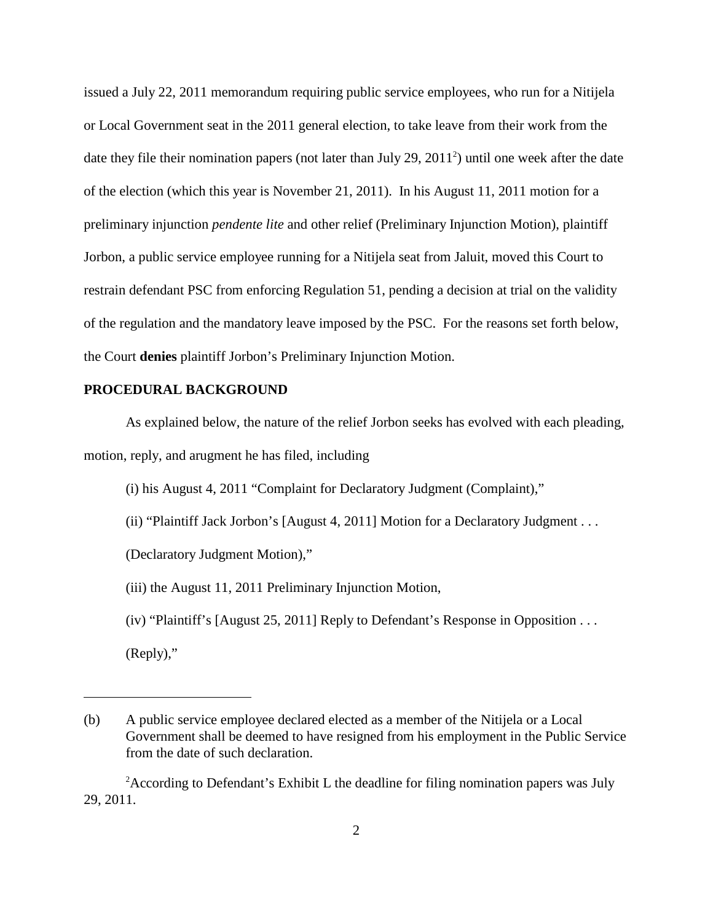issued a July 22, 2011 memorandum requiring public service employees, who run for a Nitijela or Local Government seat in the 2011 general election, to take leave from their work from the date they file their nomination papers (not later than July 29, 2011[2]) until one week after the date of the election (which this year is November 21, 2011). In his August 11, 2011 motion for a preliminary injunction *pendente lite* and other relief (Preliminary Injunction Motion), plaintiff Jorbon, a public service employee running for a Nitijela seat from Jaluit, moved this Court to restrain defendant PSC from enforcing Regulation 51, pending a decision at trial on the validity of the regulation and the mandatory leave imposed by the PSC. For the reasons set forth below, the Court **denies** plaintiff Jorbon's Preliminary Injunction Motion.

**PROCEDURAL BACKGROUND**

As explained below, the nature of the relief Jorbon seeks has evolved with each pleading, motion, reply, and arugment he has filed, including

(i) his August 4, 2011 "Complaint for Declaratory Judgment (Complaint),"

(ii) "Plaintiff Jack Jorbon's [August 4, 2011] Motion for a Declaratory Judgment . . . (Declaratory Judgment Motion),"

(iii) the August 11, 2011 Preliminary Injunction Motion,

(iv) "Plaintiff's [August 25, 2011] Reply to Defendant's Response in Opposition . . . (Reply),"

---

(b) A public service employee declared elected as a member of the Nitijela or a Local Government shall be deemed to have resigned from his employment in the Public Service from the date of such declaration.

[2] According to Defendant's Exhibit L the deadline for filing nomination papers was July 29, 2011.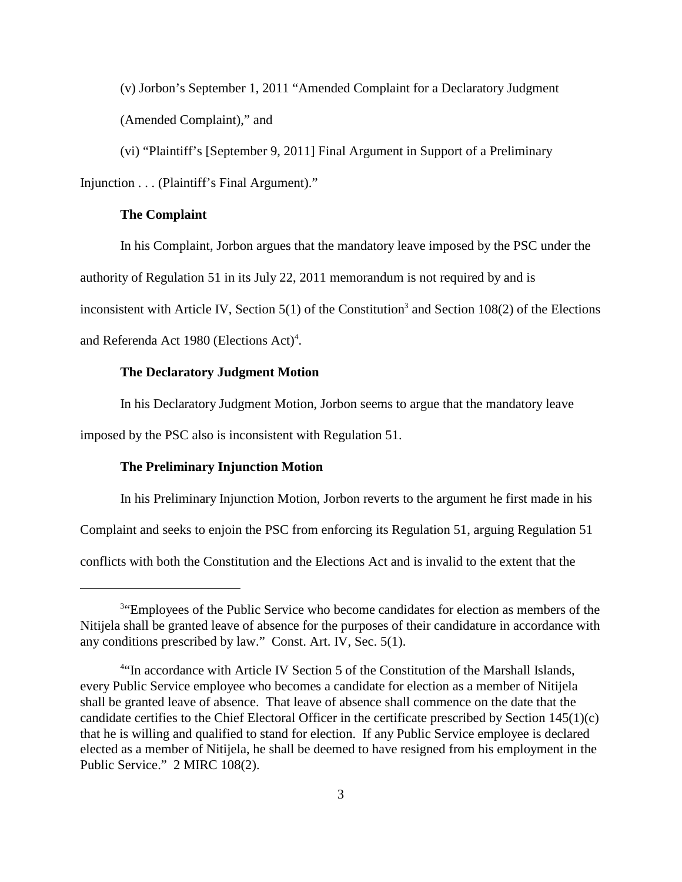(v) Jorbon's September 1, 2011 "Amended Complaint for a Declaratory Judgment (Amended Complaint)," and

(vi) "Plaintiff's [September 9, 2011] Final Argument in Support of a Preliminary Injunction . . . (Plaintiff's Final Argument)."

**The Complaint**

In his Complaint, Jorbon argues that the mandatory leave imposed by the PSC under the authority of Regulation 51 in its July 22, 2011 memorandum is not required by and is inconsistent with Article IV, Section 5(1) of the Constitution[3] and Section 108(2) of the Elections and Referenda Act 1980 (Elections Act)[4].

**The Declaratory Judgment Motion**

In his Declaratory Judgment Motion, Jorbon seems to argue that the mandatory leave imposed by the PSC also is inconsistent with Regulation 51.

**The Preliminary Injunction Motion**

In his Preliminary Injunction Motion, Jorbon reverts to the argument he first made in his Complaint and seeks to enjoin the PSC from enforcing its Regulation 51, arguing Regulation 51 conflicts with both the Constitution and the Elections Act and is invalid to the extent that the

---

[3] "Employees of the Public Service who become candidates for election as members of the Nitijela shall be granted leave of absence for the purposes of their candidature in accordance with any conditions prescribed by law." Const. Art. IV, Sec. 5(1).

[4] "In accordance with Article IV Section 5 of the Constitution of the Marshall Islands, every Public Service employee who becomes a candidate for election as a member of Nitijela shall be granted leave of absence. That leave of absence shall commence on the date that the candidate certifies to the Chief Electoral Officer in the certificate prescribed by Section 145(1)(c) that he is willing and qualified to stand for election. If any Public Service employee is declared elected as a member of Nitijela, he shall be deemed to have resigned from his employment in the Public Service." 2 MIRC 108(2).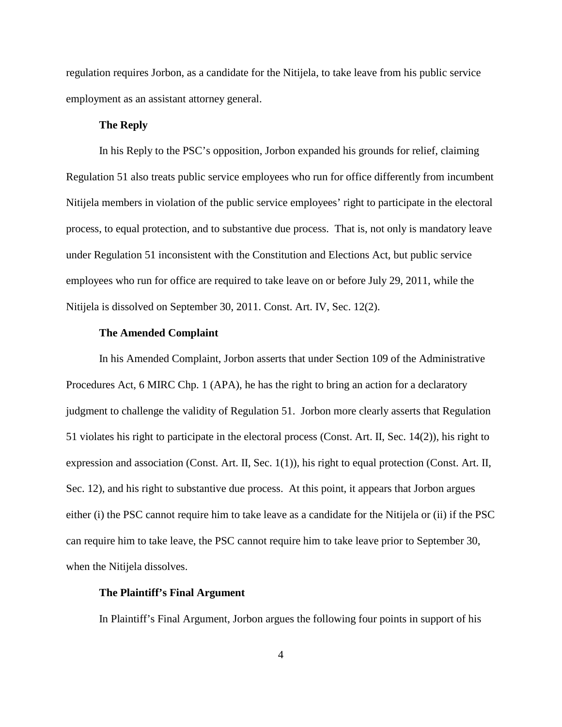regulation requires Jorbon, as a candidate for the Nitijela, to take leave from his public service employment as an assistant attorney general.

**The Reply**

In his Reply to the PSC's opposition, Jorbon expanded his grounds for relief, claiming Regulation 51 also treats public service employees who run for office differently from incumbent Nitijela members in violation of the public service employees' right to participate in the electoral process, to equal protection, and to substantive due process. That is, not only is mandatory leave under Regulation 51 inconsistent with the Constitution and Elections Act, but public service employees who run for office are required to take leave on or before July 29, 2011, while the Nitijela is dissolved on September 30, 2011. Const. Art. IV, Sec. 12(2).

**The Amended Complaint**

In his Amended Complaint, Jorbon asserts that under Section 109 of the Administrative Procedures Act, 6 MIRC Chp. 1 (APA), he has the right to bring an action for a declaratory judgment to challenge the validity of Regulation 51. Jorbon more clearly asserts that Regulation 51 violates his right to participate in the electoral process (Const. Art. II, Sec. 14(2)), his right to expression and association (Const. Art. II, Sec. 1(1)), his right to equal protection (Const. Art. II, Sec. 12), and his right to substantive due process. At this point, it appears that Jorbon argues either (i) the PSC cannot require him to take leave as a candidate for the Nitijela or (ii) if the PSC can require him to take leave, the PSC cannot require him to take leave prior to September 30, when the Nitijela dissolves.

**The Plaintiff's Final Argument**

In Plaintiff's Final Argument, Jorbon argues the following four points in support of his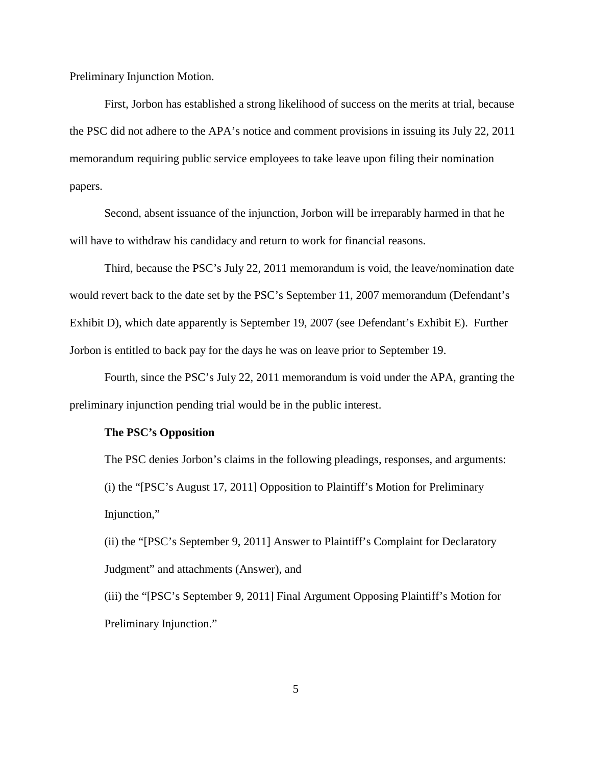Preliminary Injunction Motion.

First, Jorbon has established a strong likelihood of success on the merits at trial, because the PSC did not adhere to the APA's notice and comment provisions in issuing its July 22, 2011 memorandum requiring public service employees to take leave upon filing their nomination papers.

Second, absent issuance of the injunction, Jorbon will be irreparably harmed in that he will have to withdraw his candidacy and return to work for financial reasons.

Third, because the PSC's July 22, 2011 memorandum is void, the leave/nomination date would revert back to the date set by the PSC's September 11, 2007 memorandum (Defendant's Exhibit D), which date apparently is September 19, 2007 (see Defendant's Exhibit E). Further Jorbon is entitled to back pay for the days he was on leave prior to September 19.

Fourth, since the PSC's July 22, 2011 memorandum is void under the APA, granting the preliminary injunction pending trial would be in the public interest.

**The PSC's Opposition**

The PSC denies Jorbon's claims in the following pleadings, responses, and arguments:

(i) the "[PSC's August 17, 2011] Opposition to Plaintiff's Motion for Preliminary Injunction,"

(ii) the "[PSC's September 9, 2011] Answer to Plaintiff's Complaint for Declaratory Judgment" and attachments (Answer), and

(iii) the "[PSC's September 9, 2011] Final Argument Opposing Plaintiff's Motion for Preliminary Injunction."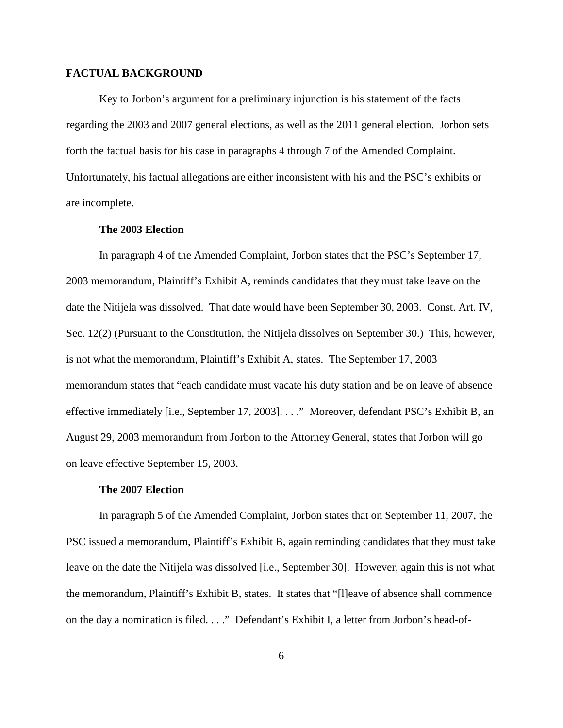## FACTUAL BACKGROUND

Key to Jorbon's argument for a preliminary injunction is his statement of the facts regarding the 2003 and 2007 general elections, as well as the 2011 general election. Jorbon sets forth the factual basis for his case in paragraphs 4 through 7 of the Amended Complaint. Unfortunately, his factual allegations are either inconsistent with his and the PSC's exhibits or are incomplete.

### The 2003 Election

In paragraph 4 of the Amended Complaint, Jorbon states that the PSC's September 17, 2003 memorandum, Plaintiff's Exhibit A, reminds candidates that they must take leave on the date the Nitijela was dissolved. That date would have been September 30, 2003. Const. Art. IV, Sec. 12(2) (Pursuant to the Constitution, the Nitijela dissolves on September 30.) This, however, is not what the memorandum, Plaintiff's Exhibit A, states. The September 17, 2003 memorandum states that "each candidate must vacate his duty station and be on leave of absence effective immediately [i.e., September 17, 2003]. . . ." Moreover, defendant PSC's Exhibit B, an August 29, 2003 memorandum from Jorbon to the Attorney General, states that Jorbon will go on leave effective September 15, 2003.

### The 2007 Election

In paragraph 5 of the Amended Complaint, Jorbon states that on September 11, 2007, the PSC issued a memorandum, Plaintiff's Exhibit B, again reminding candidates that they must take leave on the date the Nitijela was dissolved [i.e., September 30]. However, again this is not what the memorandum, Plaintiff's Exhibit B, states. It states that "[l]eave of absence shall commence on the day a nomination is filed. . . ." Defendant's Exhibit I, a letter from Jorbon's head-of-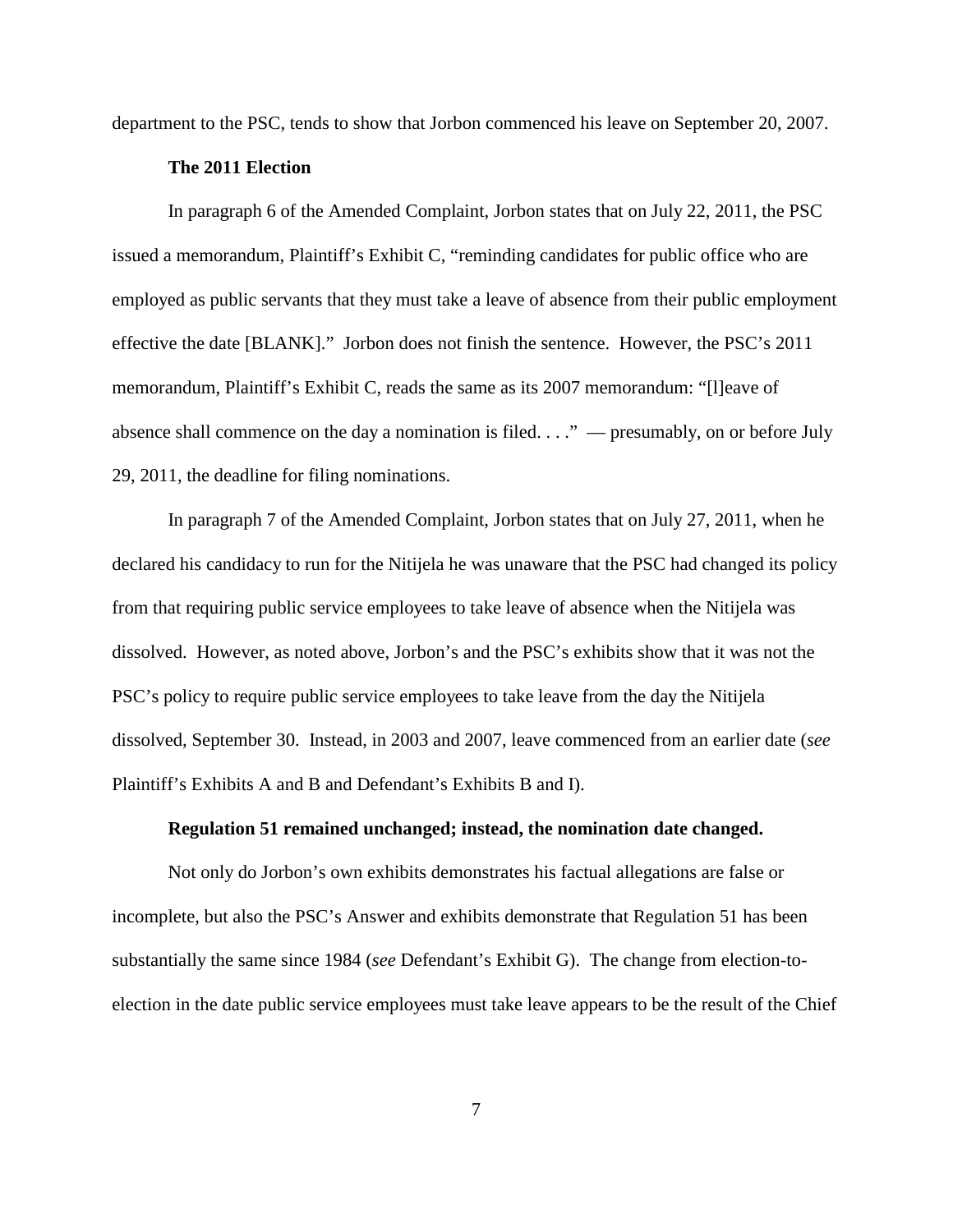department to the PSC, tends to show that Jorbon commenced his leave on September 20, 2007.

**The 2011 Election**

In paragraph 6 of the Amended Complaint, Jorbon states that on July 22, 2011, the PSC issued a memorandum, Plaintiff's Exhibit C, "reminding candidates for public office who are employed as public servants that they must take a leave of absence from their public employment effective the date [BLANK]." Jorbon does not finish the sentence. However, the PSC's 2011 memorandum, Plaintiff's Exhibit C, reads the same as its 2007 memorandum: "[l]eave of absence shall commence on the day a nomination is filed. . . ." — presumably, on or before July 29, 2011, the deadline for filing nominations.

In paragraph 7 of the Amended Complaint, Jorbon states that on July 27, 2011, when he declared his candidacy to run for the Nitijela he was unaware that the PSC had changed its policy from that requiring public service employees to take leave of absence when the Nitijela was dissolved. However, as noted above, Jorbon's and the PSC's exhibits show that it was not the PSC's policy to require public service employees to take leave from the day the Nitijela dissolved, September 30. Instead, in 2003 and 2007, leave commenced from an earlier date (*see* Plaintiff's Exhibits A and B and Defendant's Exhibits B and I).

**Regulation 51 remained unchanged; instead, the nomination date changed.**

Not only do Jorbon's own exhibits demonstrates his factual allegations are false or incomplete, but also the PSC's Answer and exhibits demonstrate that Regulation 51 has been substantially the same since 1984 (*see* Defendant's Exhibit G). The change from election-to-election in the date public service employees must take leave appears to be the result of the Chief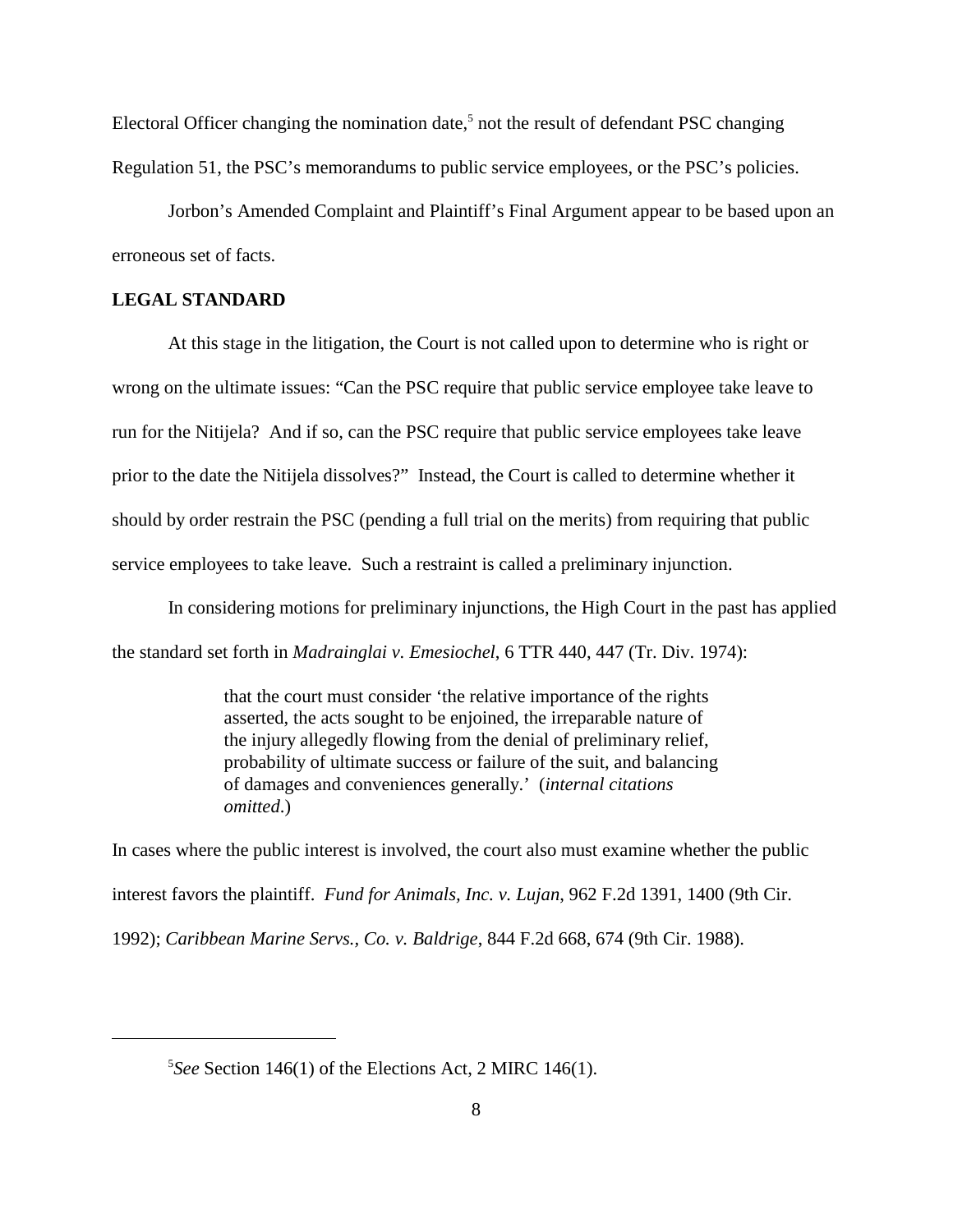Electoral Officer changing the nomination date,[5] not the result of defendant PSC changing Regulation 51, the PSC's memorandums to public service employees, or the PSC's policies.

Jorbon's Amended Complaint and Plaintiff's Final Argument appear to be based upon an erroneous set of facts.

**LEGAL STANDARD**

At this stage in the litigation, the Court is not called upon to determine who is right or wrong on the ultimate issues: "Can the PSC require that public service employee take leave to run for the Nitijela? And if so, can the PSC require that public service employees take leave prior to the date the Nitijela dissolves?" Instead, the Court is called to determine whether it should by order restrain the PSC (pending a full trial on the merits) from requiring that public service employees to take leave. Such a restraint is called a preliminary injunction.

In considering motions for preliminary injunctions, the High Court in the past has applied the standard set forth in *Madrainglai v. Emesiochel*, 6 TTR 440, 447 (Tr. Div. 1974):

> that the court must consider 'the relative importance of the rights asserted, the acts sought to be enjoined, the irreparable nature of the injury allegedly flowing from the denial of preliminary relief, probability of ultimate success or failure of the suit, and balancing of damages and conveniences generally.' (*internal citations omitted*.)

In cases where the public interest is involved, the court also must examine whether the public interest favors the plaintiff. *Fund for Animals, Inc. v. Lujan*, 962 F.2d 1391, 1400 (9th Cir. 1992); *Caribbean Marine Servs., Co. v. Baldrige*, 844 F.2d 668, 674 (9th Cir. 1988).

---

[5] *See* Section 146(1) of the Elections Act, 2 MIRC 146(1).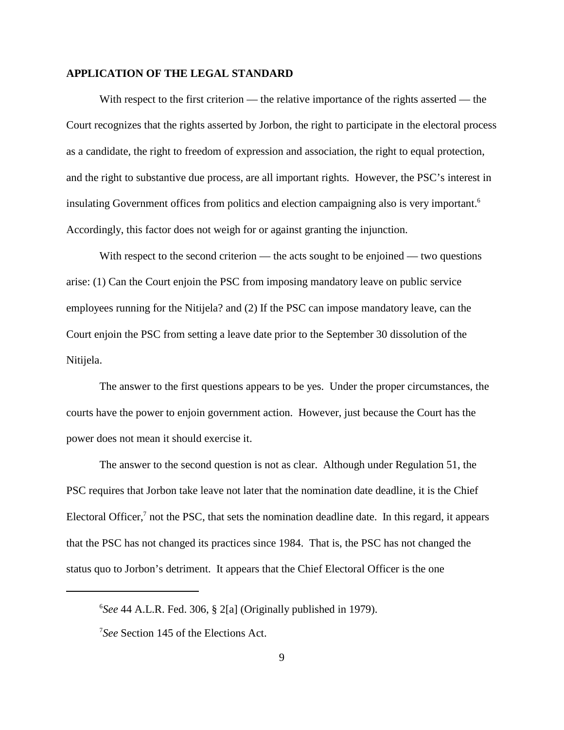**APPLICATION OF THE LEGAL STANDARD**

With respect to the first criterion — the relative importance of the rights asserted — the Court recognizes that the rights asserted by Jorbon, the right to participate in the electoral process as a candidate, the right to freedom of expression and association, the right to equal protection, and the right to substantive due process, are all important rights. However, the PSC's interest in insulating Government offices from politics and election campaigning also is very important.[6] Accordingly, this factor does not weigh for or against granting the injunction.

With respect to the second criterion — the acts sought to be enjoined — two questions arise: (1) Can the Court enjoin the PSC from imposing mandatory leave on public service employees running for the Nitijela? and (2) If the PSC can impose mandatory leave, can the Court enjoin the PSC from setting a leave date prior to the September 30 dissolution of the Nitijela.

The answer to the first questions appears to be yes. Under the proper circumstances, the courts have the power to enjoin government action. However, just because the Court has the power does not mean it should exercise it.

The answer to the second question is not as clear. Although under Regulation 51, the PSC requires that Jorbon take leave not later that the nomination date deadline, it is the Chief Electoral Officer,[7] not the PSC, that sets the nomination deadline date. In this regard, it appears that the PSC has not changed its practices since 1984. That is, the PSC has not changed the status quo to Jorbon's detriment. It appears that the Chief Electoral Officer is the one

---

[6] *See* 44 A.L.R. Fed. 306, § 2[a] (Originally published in 1979).

[7] *See* Section 145 of the Elections Act.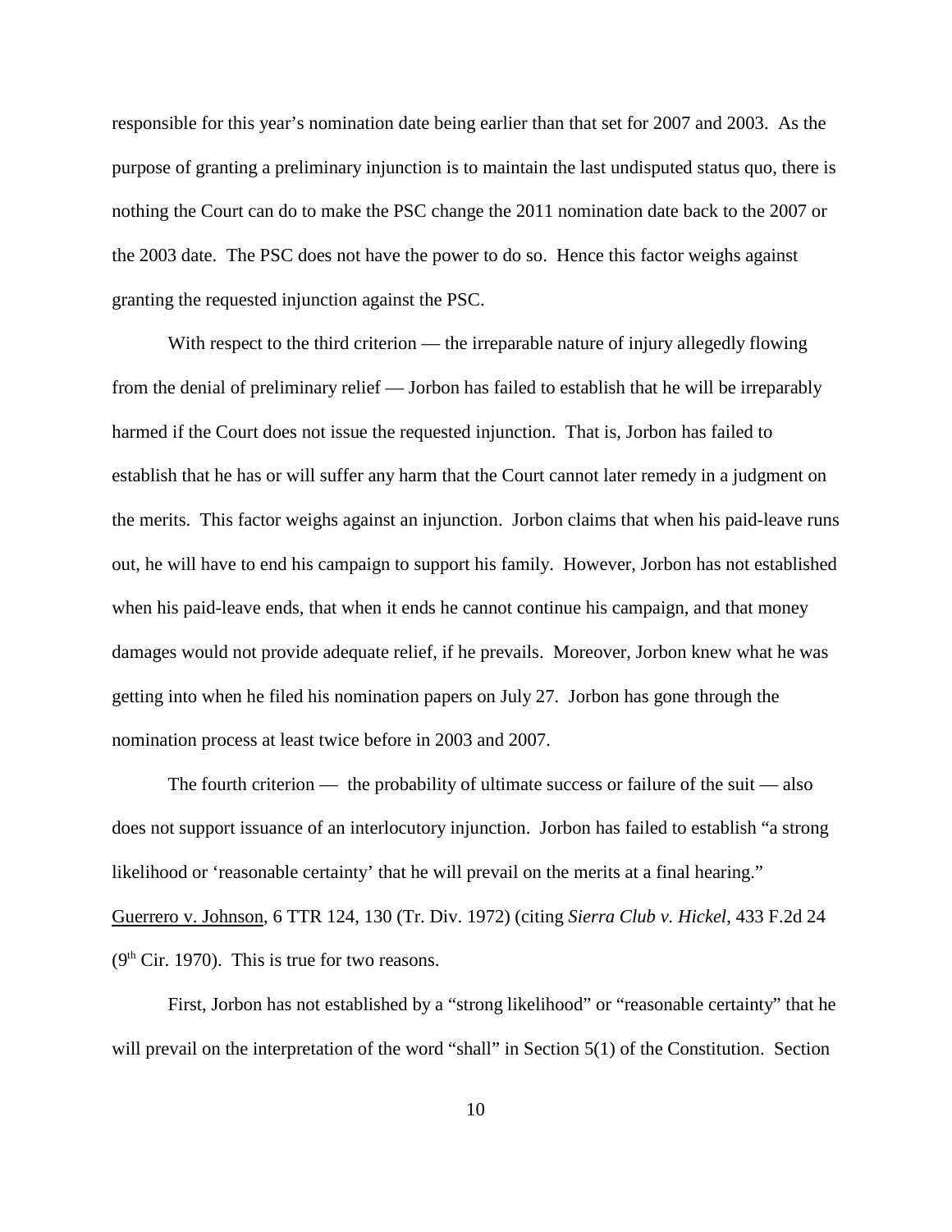responsible for this year's nomination date being earlier than that set for 2007 and 2003. As the purpose of granting a preliminary injunction is to maintain the last undisputed status quo, there is nothing the Court can do to make the PSC change the 2011 nomination date back to the 2007 or the 2003 date. The PSC does not have the power to do so. Hence this factor weighs against granting the requested injunction against the PSC.

With respect to the third criterion — the irreparable nature of injury allegedly flowing from the denial of preliminary relief — Jorbon has failed to establish that he will be irreparably harmed if the Court does not issue the requested injunction. That is, Jorbon has failed to establish that he has or will suffer any harm that the Court cannot later remedy in a judgment on the merits. This factor weighs against an injunction. Jorbon claims that when his paid-leave runs out, he will have to end his campaign to support his family. However, Jorbon has not established when his paid-leave ends, that when it ends he cannot continue his campaign, and that money damages would not provide adequate relief, if he prevails. Moreover, Jorbon knew what he was getting into when he filed his nomination papers on July 27. Jorbon has gone through the nomination process at least twice before in 2003 and 2007.

The fourth criterion — the probability of ultimate success or failure of the suit — also does not support issuance of an interlocutory injunction. Jorbon has failed to establish "a strong likelihood or 'reasonable certainty' that he will prevail on the merits at a final hearing." Guerrero v. Johnson, 6 TTR 124, 130 (Tr. Div. 1972) (citing *Sierra Club v. Hickel*, 433 F.2d 24 (9th Cir. 1970). This is true for two reasons.

First, Jorbon has not established by a "strong likelihood" or "reasonable certainty" that he will prevail on the interpretation of the word "shall" in Section 5(1) of the Constitution. Section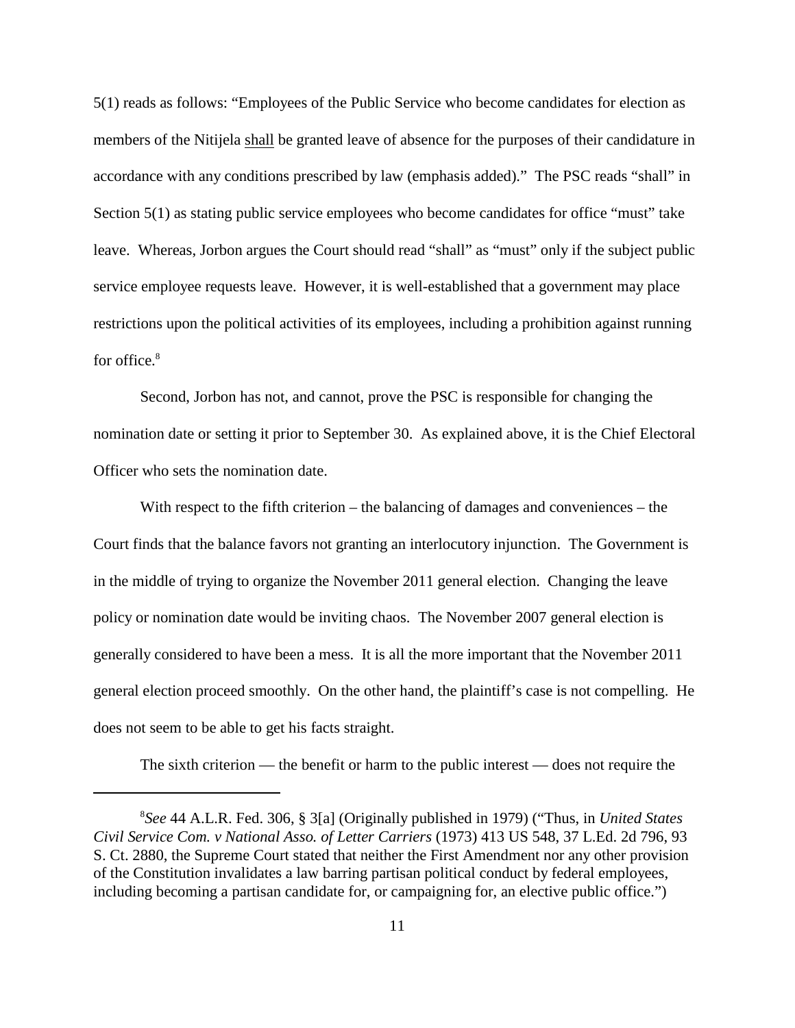5(1) reads as follows: "Employees of the Public Service who become candidates for election as members of the Nitijela shall be granted leave of absence for the purposes of their candidature in accordance with any conditions prescribed by law (emphasis added)." The PSC reads "shall" in Section 5(1) as stating public service employees who become candidates for office "must" take leave. Whereas, Jorbon argues the Court should read "shall" as "must" only if the subject public service employee requests leave. However, it is well-established that a government may place restrictions upon the political activities of its employees, including a prohibition against running for office.[8]

Second, Jorbon has not, and cannot, prove the PSC is responsible for changing the nomination date or setting it prior to September 30. As explained above, it is the Chief Electoral Officer who sets the nomination date.

With respect to the fifth criterion – the balancing of damages and conveniences – the Court finds that the balance favors not granting an interlocutory injunction. The Government is in the middle of trying to organize the November 2011 general election. Changing the leave policy or nomination date would be inviting chaos. The November 2007 general election is generally considered to have been a mess. It is all the more important that the November 2011 general election proceed smoothly. On the other hand, the plaintiff's case is not compelling. He does not seem to be able to get his facts straight.

The sixth criterion — the benefit or harm to the public interest — does not require the

---

[8] *See* 44 A.L.R. Fed. 306, § 3[a] (Originally published in 1979) ("Thus, in *United States Civil Service Com. v National Asso. of Letter Carriers* (1973) 413 US 548, 37 L.Ed. 2d 796, 93 S. Ct. 2880, the Supreme Court stated that neither the First Amendment nor any other provision of the Constitution invalidates a law barring partisan political conduct by federal employees, including becoming a partisan candidate for, or campaigning for, an elective public office.")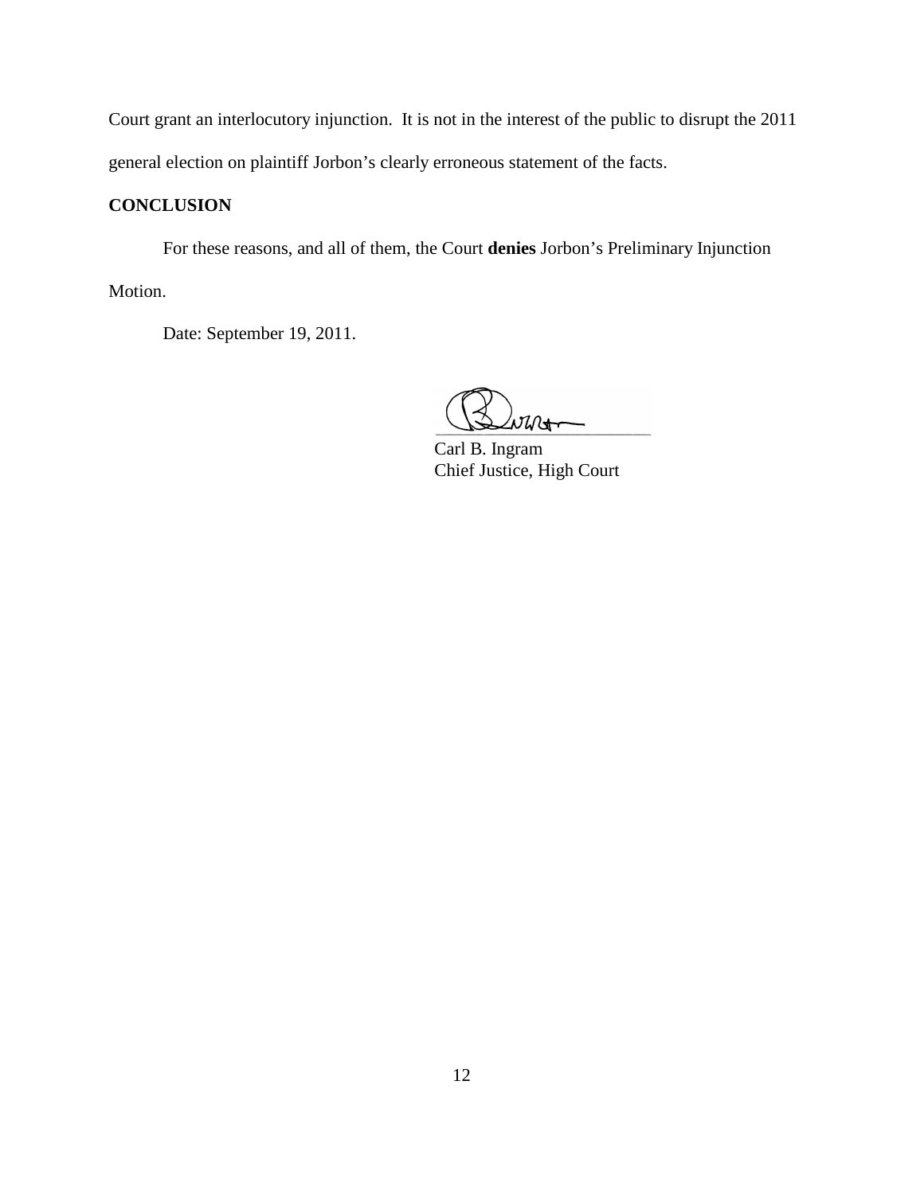Court grant an interlocutory injunction. It is not in the interest of the public to disrupt the 2011 general election on plaintiff Jorbon's clearly erroneous statement of the facts.

**CONCLUSION**

For these reasons, and all of them, the Court **denies** Jorbon's Preliminary Injunction Motion.

Date: September 19, 2011.

Carl B. Ingram
Chief Justice, High Court